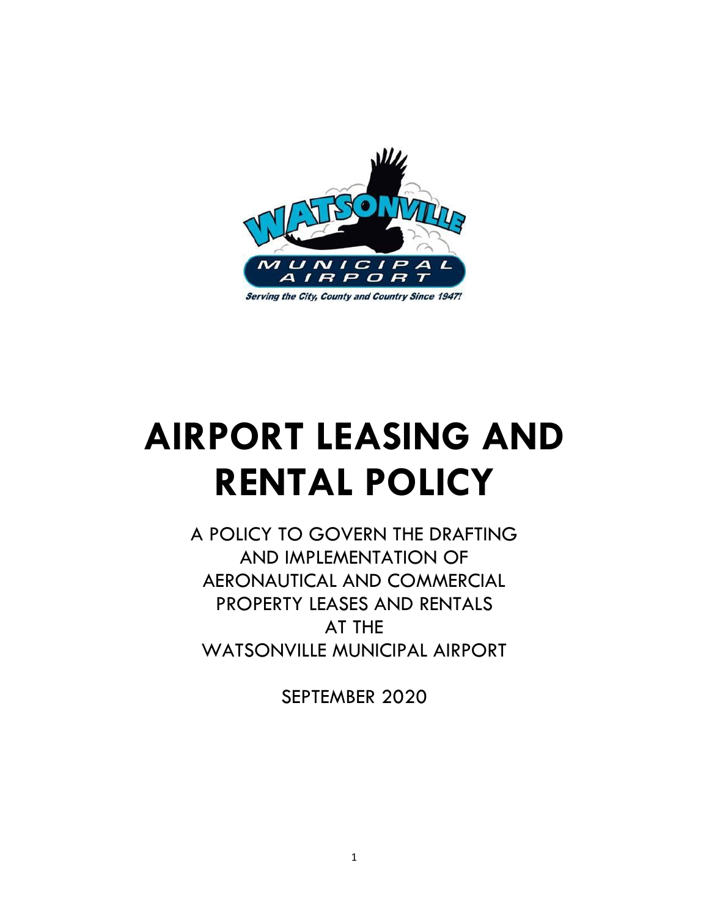# AIRPORT LEASING AND RENTAL POLICY

A POLICY TO GOVERN THE DRAFTING AND IMPLEMENTATION OF AERONAUTICAL AND COMMERCIAL PROPERTY LEASES AND RENTALS AT THE WATSONVILLE MUNICIPAL AIRPORT

SEPTEMBER 2020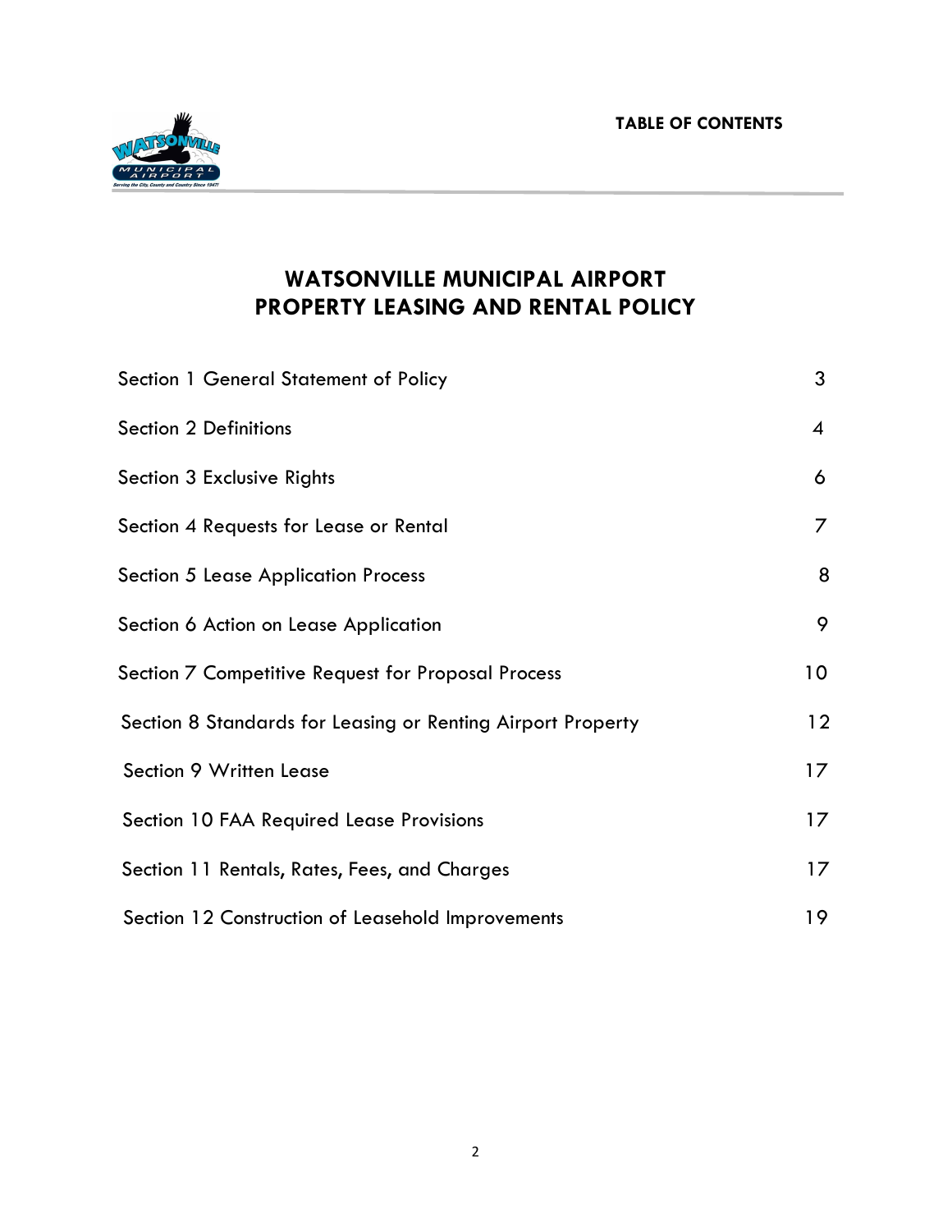**TABLE OF CONTENTS**

# WATSONVILLE MUNICIPAL AIRPORT PROPERTY LEASING AND RENTAL POLICY

| Section | Page |
|---|---|
| Section 1 General Statement of Policy | 3 |
| Section 2 Definitions | 4 |
| Section 3 Exclusive Rights | 6 |
| Section 4 Requests for Lease or Rental | 7 |
| Section 5 Lease Application Process | 8 |
| Section 6 Action on Lease Application | 9 |
| Section 7 Competitive Request for Proposal Process | 10 |
| Section 8 Standards for Leasing or Renting Airport Property | 12 |
| Section 9 Written Lease | 17 |
| Section 10 FAA Required Lease Provisions | 17 |
| Section 11 Rentals, Rates, Fees, and Charges | 17 |
| Section 12 Construction of Leasehold Improvements | 19 |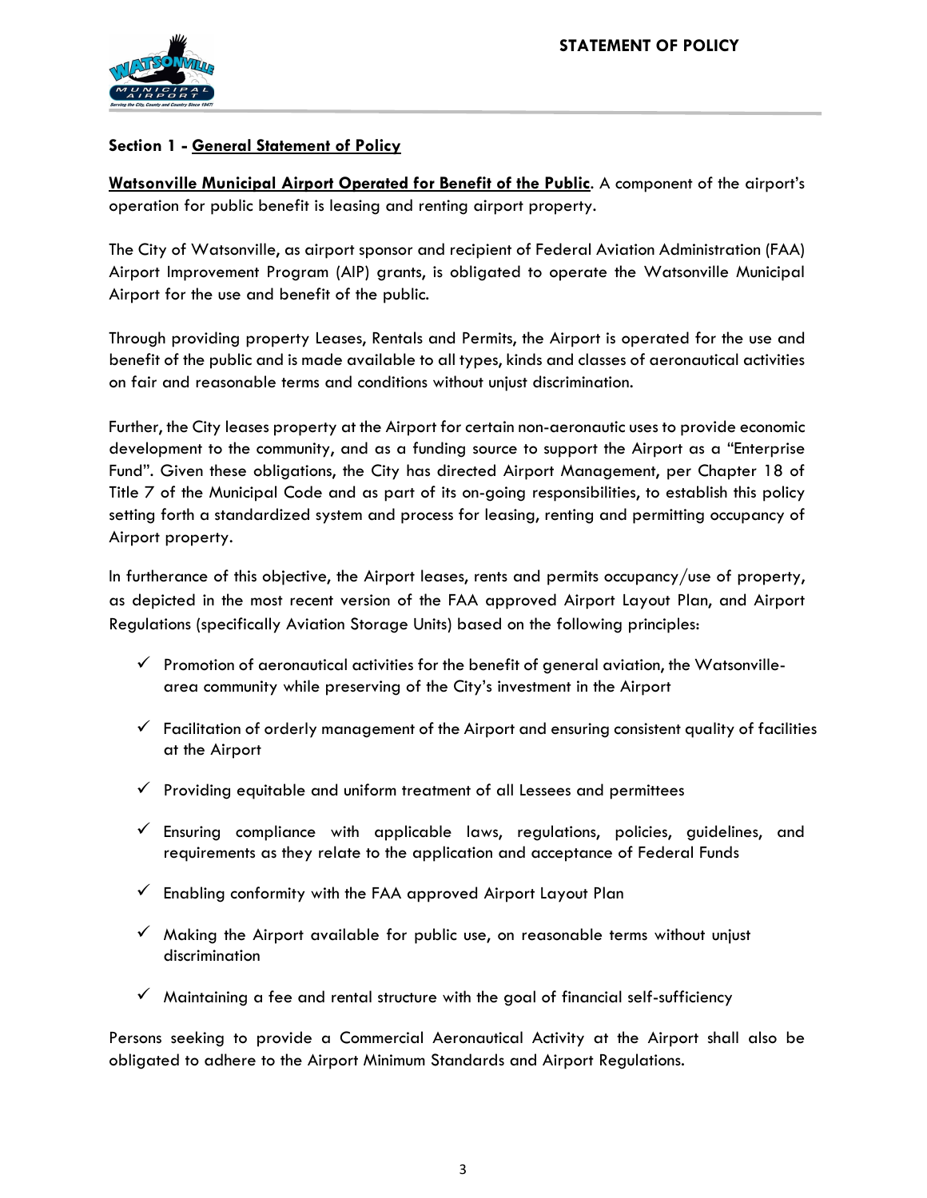**STATEMENT OF POLICY**

### Section 1 - <u>General Statement of Policy</u>

**<u>Watsonville Municipal Airport Operated for Benefit of the Public</u>**. A component of the airport's operation for public benefit is leasing and renting airport property.

The City of Watsonville, as airport sponsor and recipient of Federal Aviation Administration (FAA) Airport Improvement Program (AIP) grants, is obligated to operate the Watsonville Municipal Airport for the use and benefit of the public.

Through providing property Leases, Rentals and Permits, the Airport is operated for the use and benefit of the public and is made available to all types, kinds and classes of aeronautical activities on fair and reasonable terms and conditions without unjust discrimination.

Further, the City leases property at the Airport for certain non-aeronautic uses to provide economic development to the community, and as a funding source to support the Airport as a "Enterprise Fund". Given these obligations, the City has directed Airport Management, per Chapter 18 of Title 7 of the Municipal Code and as part of its on-going responsibilities, to establish this policy setting forth a standardized system and process for leasing, renting and permitting occupancy of Airport property.

In furtherance of this objective, the Airport leases, rents and permits occupancy/use of property, as depicted in the most recent version of the FAA approved Airport Layout Plan, and Airport Regulations (specifically Aviation Storage Units) based on the following principles:

- ✓ Promotion of aeronautical activities for the benefit of general aviation, the Watsonville-area community while preserving of the City's investment in the Airport
- ✓ Facilitation of orderly management of the Airport and ensuring consistent quality of facilities at the Airport
- ✓ Providing equitable and uniform treatment of all Lessees and permittees
- ✓ Ensuring compliance with applicable laws, regulations, policies, guidelines, and requirements as they relate to the application and acceptance of Federal Funds
- ✓ Enabling conformity with the FAA approved Airport Layout Plan
- ✓ Making the Airport available for public use, on reasonable terms without unjust discrimination
- ✓ Maintaining a fee and rental structure with the goal of financial self-sufficiency

Persons seeking to provide a Commercial Aeronautical Activity at the Airport shall also be obligated to adhere to the Airport Minimum Standards and Airport Regulations.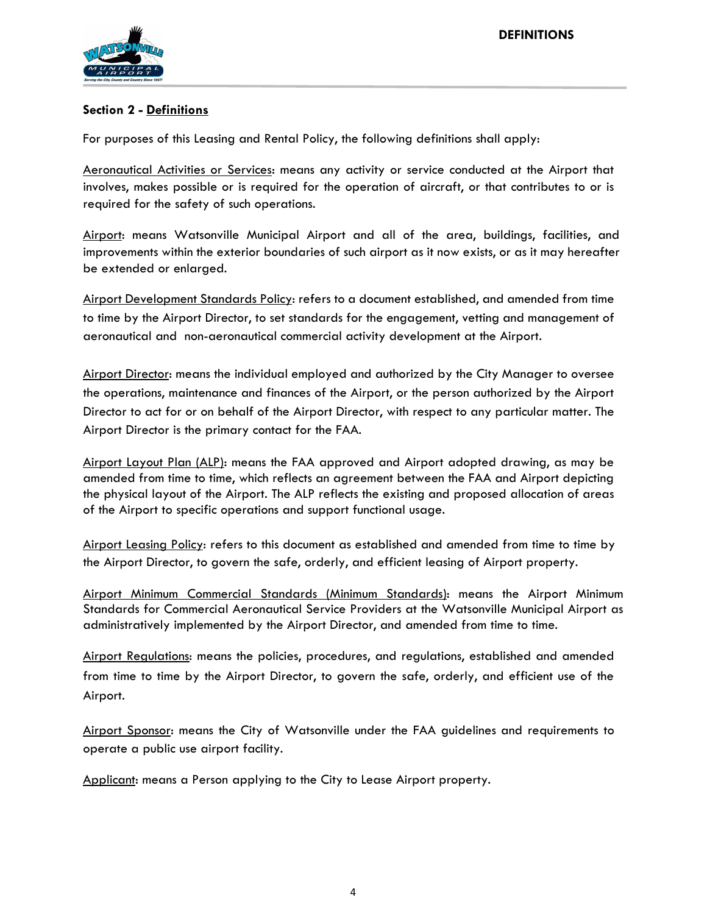## Section 2 - Definitions

For purposes of this Leasing and Rental Policy, the following definitions shall apply:

Aeronautical Activities or Services: means any activity or service conducted at the Airport that involves, makes possible or is required for the operation of aircraft, or that contributes to or is required for the safety of such operations.

Airport: means Watsonville Municipal Airport and all of the area, buildings, facilities, and improvements within the exterior boundaries of such airport as it now exists, or as it may hereafter be extended or enlarged.

Airport Development Standards Policy: refers to a document established, and amended from time to time by the Airport Director, to set standards for the engagement, vetting and management of aeronautical and non-aeronautical commercial activity development at the Airport.

Airport Director: means the individual employed and authorized by the City Manager to oversee the operations, maintenance and finances of the Airport, or the person authorized by the Airport Director to act for or on behalf of the Airport Director, with respect to any particular matter. The Airport Director is the primary contact for the FAA.

Airport Layout Plan (ALP): means the FAA approved and Airport adopted drawing, as may be amended from time to time, which reflects an agreement between the FAA and Airport depicting the physical layout of the Airport. The ALP reflects the existing and proposed allocation of areas of the Airport to specific operations and support functional usage.

Airport Leasing Policy: refers to this document as established and amended from time to time by the Airport Director, to govern the safe, orderly, and efficient leasing of Airport property.

Airport Minimum Commercial Standards (Minimum Standards): means the Airport Minimum Standards for Commercial Aeronautical Service Providers at the Watsonville Municipal Airport as administratively implemented by the Airport Director, and amended from time to time.

Airport Regulations: means the policies, procedures, and regulations, established and amended from time to time by the Airport Director, to govern the safe, orderly, and efficient use of the Airport.

Airport Sponsor: means the City of Watsonville under the FAA guidelines and requirements to operate a public use airport facility.

Applicant: means a Person applying to the City to Lease Airport property.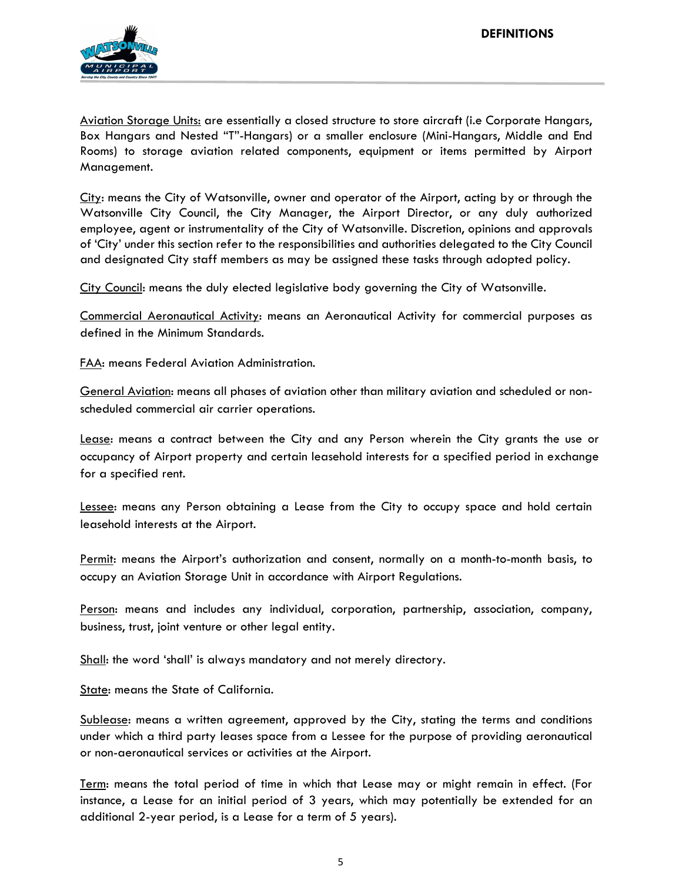Aviation Storage Units: are essentially a closed structure to store aircraft (i.e Corporate Hangars, Box Hangars and Nested "T"-Hangars) or a smaller enclosure (Mini-Hangars, Middle and End Rooms) to storage aviation related components, equipment or items permitted by Airport Management.

City: means the City of Watsonville, owner and operator of the Airport, acting by or through the Watsonville City Council, the City Manager, the Airport Director, or any duly authorized employee, agent or instrumentality of the City of Watsonville. Discretion, opinions and approvals of 'City' under this section refer to the responsibilities and authorities delegated to the City Council and designated City staff members as may be assigned these tasks through adopted policy.

City Council: means the duly elected legislative body governing the City of Watsonville.

Commercial Aeronautical Activity: means an Aeronautical Activity for commercial purposes as defined in the Minimum Standards.

FAA: means Federal Aviation Administration.

General Aviation: means all phases of aviation other than military aviation and scheduled or non-scheduled commercial air carrier operations.

Lease: means a contract between the City and any Person wherein the City grants the use or occupancy of Airport property and certain leasehold interests for a specified period in exchange for a specified rent.

Lessee: means any Person obtaining a Lease from the City to occupy space and hold certain leasehold interests at the Airport.

Permit: means the Airport's authorization and consent, normally on a month-to-month basis, to occupy an Aviation Storage Unit in accordance with Airport Regulations.

Person: means and includes any individual, corporation, partnership, association, company, business, trust, joint venture or other legal entity.

Shall: the word 'shall' is always mandatory and not merely directory.

State: means the State of California.

Sublease: means a written agreement, approved by the City, stating the terms and conditions under which a third party leases space from a Lessee for the purpose of providing aeronautical or non-aeronautical services or activities at the Airport.

Term: means the total period of time in which that Lease may or might remain in effect. (For instance, a Lease for an initial period of 3 years, which may potentially be extended for an additional 2-year period, is a Lease for a term of 5 years).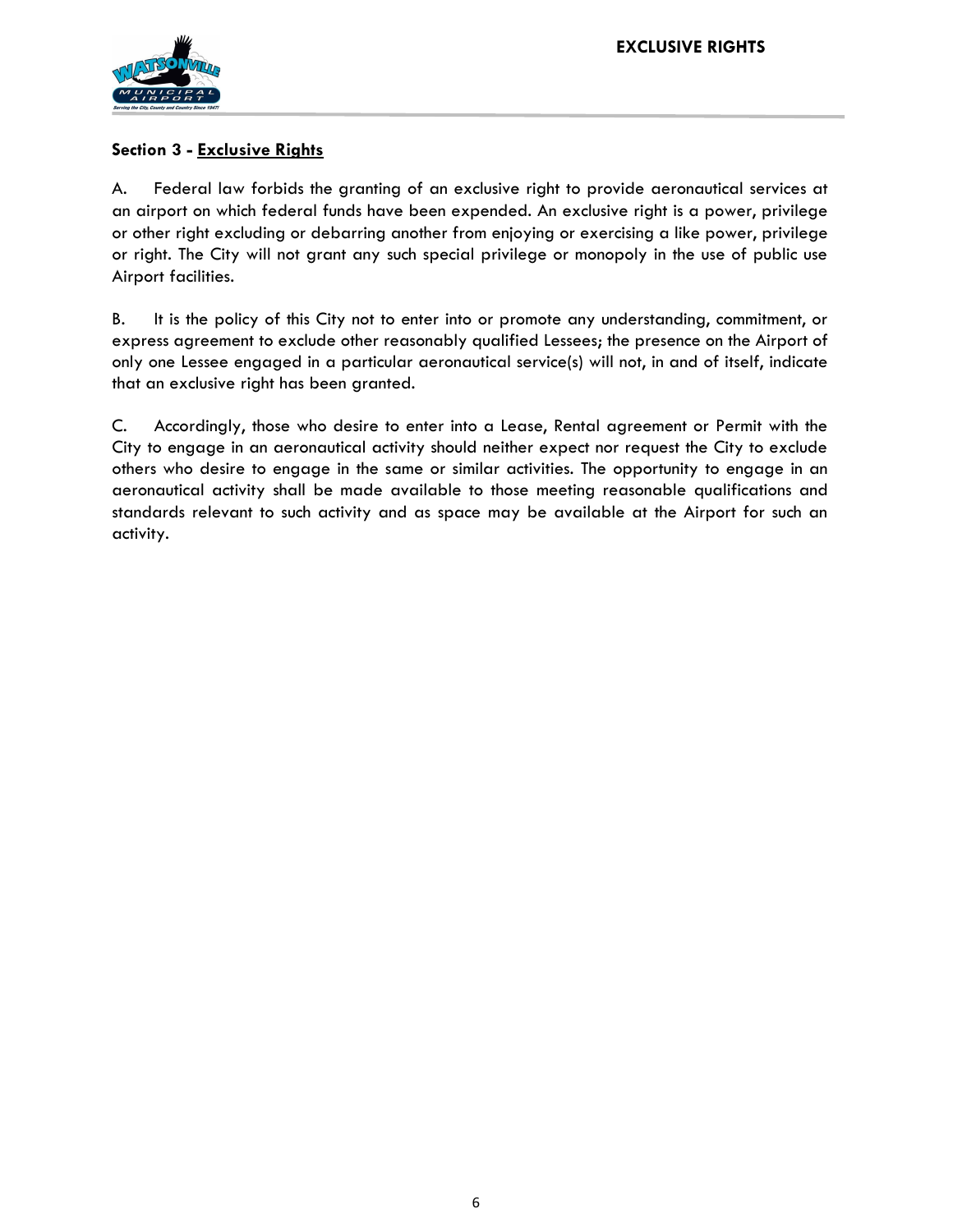## Section 3 - Exclusive Rights

A. Federal law forbids the granting of an exclusive right to provide aeronautical services at an airport on which federal funds have been expended. An exclusive right is a power, privilege or other right excluding or debarring another from enjoying or exercising a like power, privilege or right. The City will not grant any such special privilege or monopoly in the use of public use Airport facilities.

B. It is the policy of this City not to enter into or promote any understanding, commitment, or express agreement to exclude other reasonably qualified Lessees; the presence on the Airport of only one Lessee engaged in a particular aeronautical service(s) will not, in and of itself, indicate that an exclusive right has been granted.

C. Accordingly, those who desire to enter into a Lease, Rental agreement or Permit with the City to engage in an aeronautical activity should neither expect nor request the City to exclude others who desire to engage in the same or similar activities. The opportunity to engage in an aeronautical activity shall be made available to those meeting reasonable qualifications and standards relevant to such activity and as space may be available at the Airport for such an activity.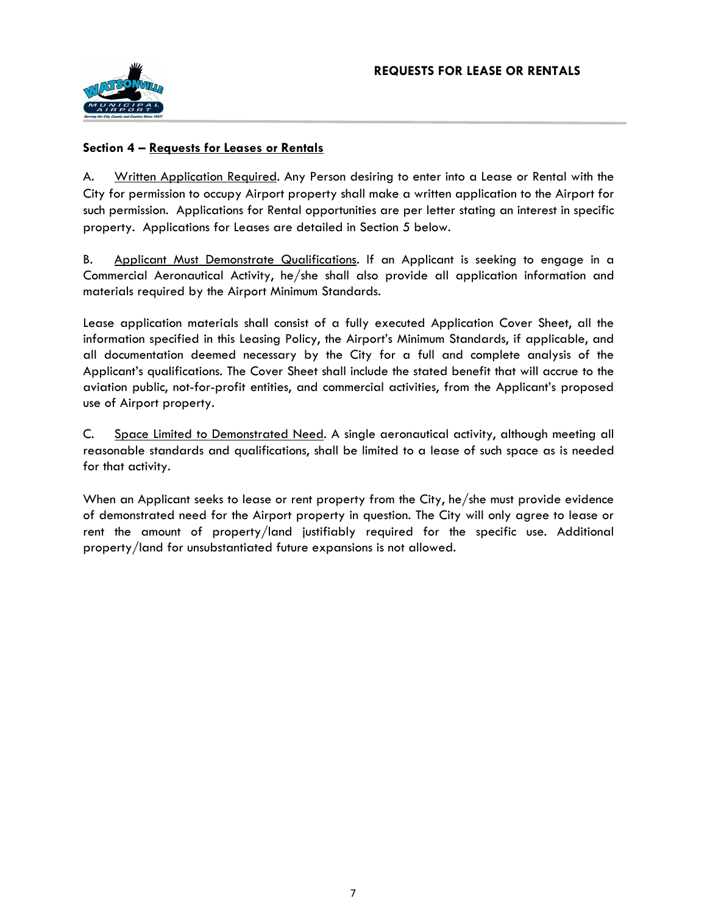## Section 4 – Requests for Leases or Rentals

A. Written Application Required. Any Person desiring to enter into a Lease or Rental with the City for permission to occupy Airport property shall make a written application to the Airport for such permission. Applications for Rental opportunities are per letter stating an interest in specific property. Applications for Leases are detailed in Section 5 below.

B. Applicant Must Demonstrate Qualifications. If an Applicant is seeking to engage in a Commercial Aeronautical Activity, he/she shall also provide all application information and materials required by the Airport Minimum Standards.

Lease application materials shall consist of a fully executed Application Cover Sheet, all the information specified in this Leasing Policy, the Airport's Minimum Standards, if applicable, and all documentation deemed necessary by the City for a full and complete analysis of the Applicant's qualifications. The Cover Sheet shall include the stated benefit that will accrue to the aviation public, not-for-profit entities, and commercial activities, from the Applicant's proposed use of Airport property.

C. Space Limited to Demonstrated Need. A single aeronautical activity, although meeting all reasonable standards and qualifications, shall be limited to a lease of such space as is needed for that activity.

When an Applicant seeks to lease or rent property from the City, he/she must provide evidence of demonstrated need for the Airport property in question. The City will only agree to lease or rent the amount of property/land justifiably required for the specific use. Additional property/land for unsubstantiated future expansions is not allowed.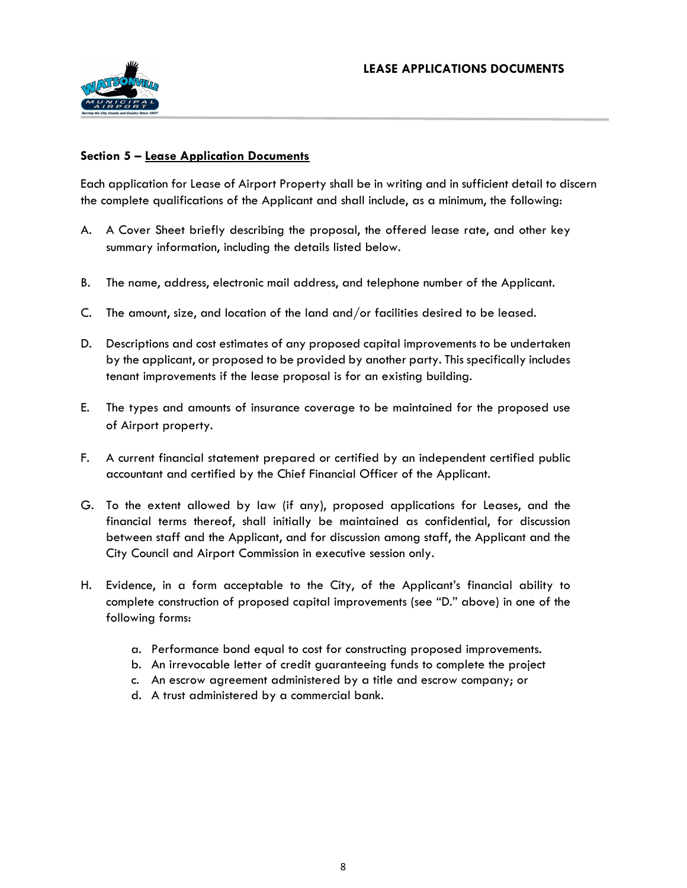**Section 5 – Lease Application Documents**

Each application for Lease of Airport Property shall be in writing and in sufficient detail to discern the complete qualifications of the Applicant and shall include, as a minimum, the following:

A. A Cover Sheet briefly describing the proposal, the offered lease rate, and other key summary information, including the details listed below.

B. The name, address, electronic mail address, and telephone number of the Applicant.

C. The amount, size, and location of the land and/or facilities desired to be leased.

D. Descriptions and cost estimates of any proposed capital improvements to be undertaken by the applicant, or proposed to be provided by another party. This specifically includes tenant improvements if the lease proposal is for an existing building.

E. The types and amounts of insurance coverage to be maintained for the proposed use of Airport property.

F. A current financial statement prepared or certified by an independent certified public accountant and certified by the Chief Financial Officer of the Applicant.

G. To the extent allowed by law (if any), proposed applications for Leases, and the financial terms thereof, shall initially be maintained as confidential, for discussion between staff and the Applicant, and for discussion among staff, the Applicant and the City Council and Airport Commission in executive session only.

H. Evidence, in a form acceptable to the City, of the Applicant's financial ability to complete construction of proposed capital improvements (see "D." above) in one of the following forms:

   a. Performance bond equal to cost for constructing proposed improvements.
   b. An irrevocable letter of credit guaranteeing funds to complete the project
   c. An escrow agreement administered by a title and escrow company; or
   d. A trust administered by a commercial bank.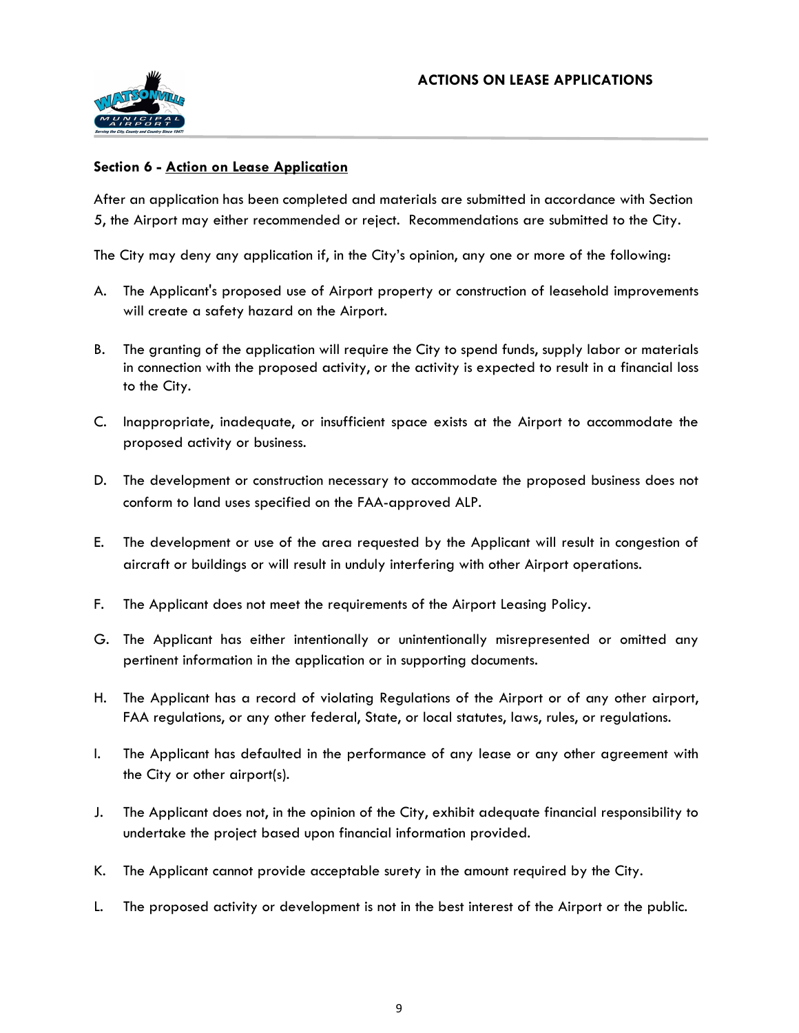## Section 6 - Action on Lease Application

After an application has been completed and materials are submitted in accordance with Section 5, the Airport may either recommended or reject. Recommendations are submitted to the City.

The City may deny any application if, in the City's opinion, any one or more of the following:

A. The Applicant's proposed use of Airport property or construction of leasehold improvements will create a safety hazard on the Airport.

B. The granting of the application will require the City to spend funds, supply labor or materials in connection with the proposed activity, or the activity is expected to result in a financial loss to the City.

C. Inappropriate, inadequate, or insufficient space exists at the Airport to accommodate the proposed activity or business.

D. The development or construction necessary to accommodate the proposed business does not conform to land uses specified on the FAA-approved ALP.

E. The development or use of the area requested by the Applicant will result in congestion of aircraft or buildings or will result in unduly interfering with other Airport operations.

F. The Applicant does not meet the requirements of the Airport Leasing Policy.

G. The Applicant has either intentionally or unintentionally misrepresented or omitted any pertinent information in the application or in supporting documents.

H. The Applicant has a record of violating Regulations of the Airport or of any other airport, FAA regulations, or any other federal, State, or local statutes, laws, rules, or regulations.

I. The Applicant has defaulted in the performance of any lease or any other agreement with the City or other airport(s).

J. The Applicant does not, in the opinion of the City, exhibit adequate financial responsibility to undertake the project based upon financial information provided.

K. The Applicant cannot provide acceptable surety in the amount required by the City.

L. The proposed activity or development is not in the best interest of the Airport or the public.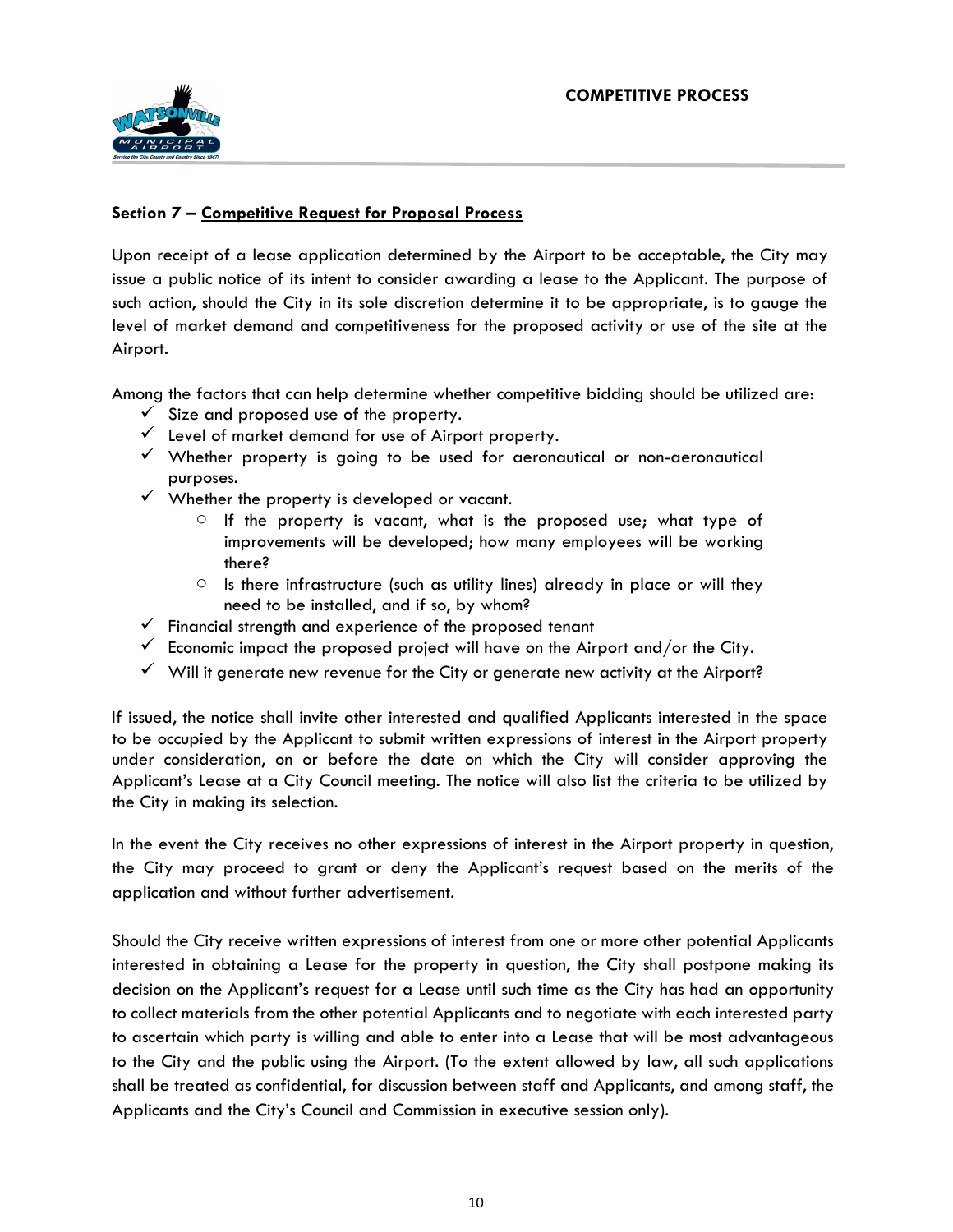**Section 7 – Competitive Request for Proposal Process**

Upon receipt of a lease application determined by the Airport to be acceptable, the City may issue a public notice of its intent to consider awarding a lease to the Applicant. The purpose of such action, should the City in its sole discretion determine it to be appropriate, is to gauge the level of market demand and competitiveness for the proposed activity or use of the site at the Airport.

Among the factors that can help determine whether competitive bidding should be utilized are:

- ✓ Size and proposed use of the property.
- ✓ Level of market demand for use of Airport property.
- ✓ Whether property is going to be used for aeronautical or non-aeronautical purposes.
- ✓ Whether the property is developed or vacant.
  - If the property is vacant, what is the proposed use; what type of improvements will be developed; how many employees will be working there?
  - Is there infrastructure (such as utility lines) already in place or will they need to be installed, and if so, by whom?
- ✓ Financial strength and experience of the proposed tenant
- ✓ Economic impact the proposed project will have on the Airport and/or the City.
- ✓ Will it generate new revenue for the City or generate new activity at the Airport?

If issued, the notice shall invite other interested and qualified Applicants interested in the space to be occupied by the Applicant to submit written expressions of interest in the Airport property under consideration, on or before the date on which the City will consider approving the Applicant's Lease at a City Council meeting. The notice will also list the criteria to be utilized by the City in making its selection.

In the event the City receives no other expressions of interest in the Airport property in question, the City may proceed to grant or deny the Applicant's request based on the merits of the application and without further advertisement.

Should the City receive written expressions of interest from one or more other potential Applicants interested in obtaining a Lease for the property in question, the City shall postpone making its decision on the Applicant's request for a Lease until such time as the City has had an opportunity to collect materials from the other potential Applicants and to negotiate with each interested party to ascertain which party is willing and able to enter into a Lease that will be most advantageous to the City and the public using the Airport. (To the extent allowed by law, all such applications shall be treated as confidential, for discussion between staff and Applicants, and among staff, the Applicants and the City's Council and Commission in executive session only).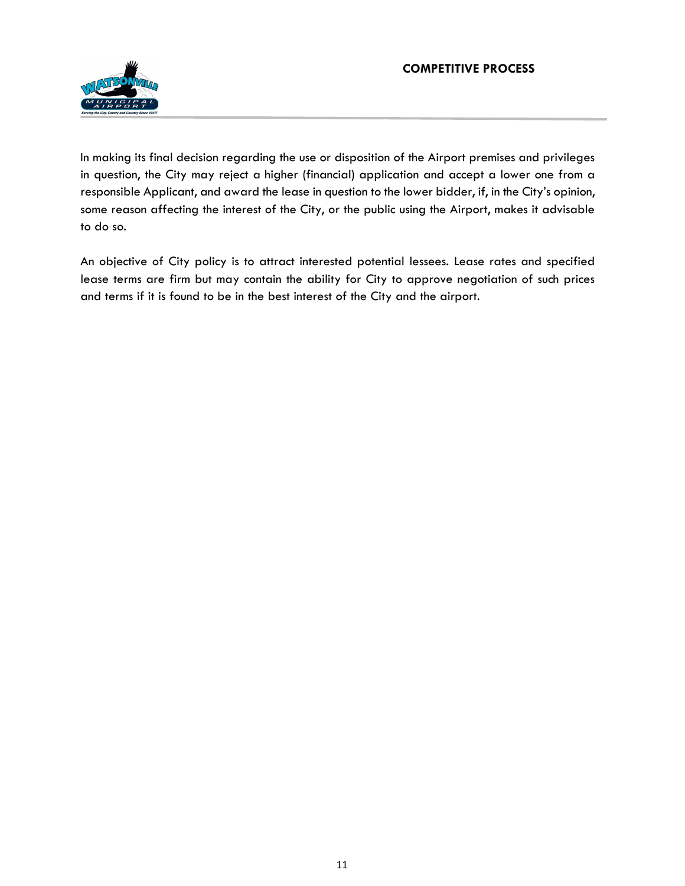In making its final decision regarding the use or disposition of the Airport premises and privileges in question, the City may reject a higher (financial) application and accept a lower one from a responsible Applicant, and award the lease in question to the lower bidder, if, in the City's opinion, some reason affecting the interest of the City, or the public using the Airport, makes it advisable to do so.

An objective of City policy is to attract interested potential lessees. Lease rates and specified lease terms are firm but may contain the ability for City to approve negotiation of such prices and terms if it is found to be in the best interest of the City and the airport.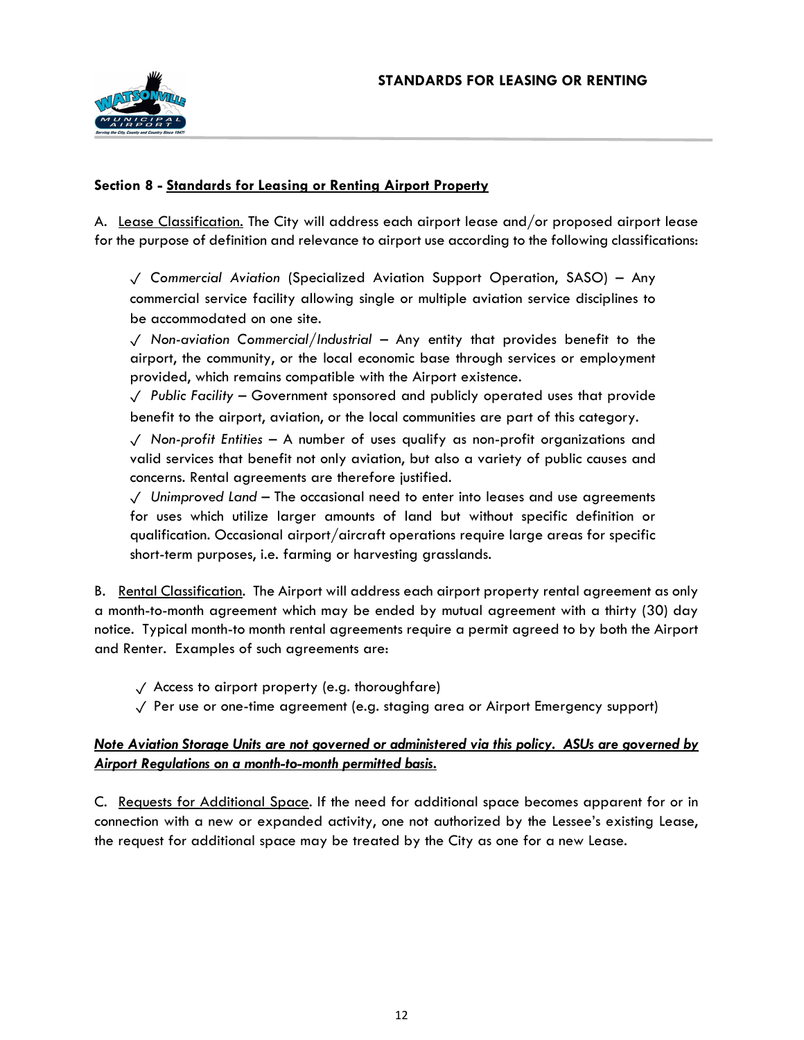## Section 8 - Standards for Leasing or Renting Airport Property

A. <u>Lease Classification.</u> The City will address each airport lease and/or proposed airport lease for the purpose of definition and relevance to airport use according to the following classifications:

- ✓ *Commercial Aviation* (Specialized Aviation Support Operation, SASO) – Any commercial service facility allowing single or multiple aviation service disciplines to be accommodated on one site.
- ✓ *Non-aviation Commercial/Industrial* – Any entity that provides benefit to the airport, the community, or the local economic base through services or employment provided, which remains compatible with the Airport existence.
- ✓ *Public Facility* – Government sponsored and publicly operated uses that provide benefit to the airport, aviation, or the local communities are part of this category.
- ✓ *Non-profit Entities* – A number of uses qualify as non-profit organizations and valid services that benefit not only aviation, but also a variety of public causes and concerns. Rental agreements are therefore justified.
- ✓ *Unimproved Land* – The occasional need to enter into leases and use agreements for uses which utilize larger amounts of land but without specific definition or qualification. Occasional airport/aircraft operations require large areas for specific short-term purposes, i.e. farming or harvesting grasslands.

B. <u>Rental Classification</u>. The Airport will address each airport property rental agreement as only a month-to-month agreement which may be ended by mutual agreement with a thirty (30) day notice. Typical month-to month rental agreements require a permit agreed to by both the Airport and Renter. Examples of such agreements are:

- ✓ Access to airport property (e.g. thoroughfare)
- ✓ Per use or one-time agreement (e.g. staging area or Airport Emergency support)

***<u>Note Aviation Storage Units are not governed or administered via this policy. ASUs are governed by Airport Regulations on a month-to-month permitted basis.</u>***

C. <u>Requests for Additional Space</u>. If the need for additional space becomes apparent for or in connection with a new or expanded activity, one not authorized by the Lessee's existing Lease, the request for additional space may be treated by the City as one for a new Lease.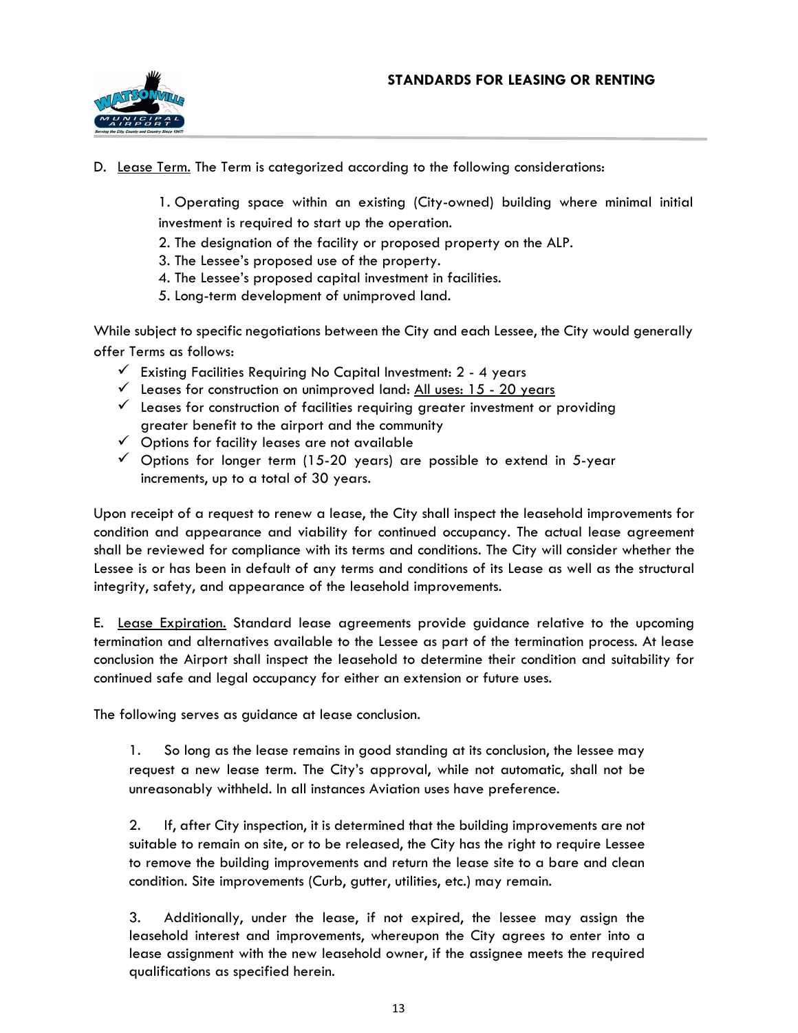D. <u>Lease Term.</u> The Term is categorized according to the following considerations:

> 1. Operating space within an existing (City-owned) building where minimal initial investment is required to start up the operation.
> 2. The designation of the facility or proposed property on the ALP.
> 3. The Lessee's proposed use of the property.
> 4. The Lessee's proposed capital investment in facilities.
> 5. Long-term development of unimproved land.

While subject to specific negotiations between the City and each Lessee, the City would generally offer Terms as follows:

- ✓ Existing Facilities Requiring No Capital Investment: 2 - 4 years
- ✓ Leases for construction on unimproved land: <u>All uses: 15 - 20 years</u>
- ✓ Leases for construction of facilities requiring greater investment or providing greater benefit to the airport and the community
- ✓ Options for facility leases are not available
- ✓ Options for longer term (15-20 years) are possible to extend in 5-year increments, up to a total of 30 years.

Upon receipt of a request to renew a lease, the City shall inspect the leasehold improvements for condition and appearance and viability for continued occupancy. The actual lease agreement shall be reviewed for compliance with its terms and conditions. The City will consider whether the Lessee is or has been in default of any terms and conditions of its Lease as well as the structural integrity, safety, and appearance of the leasehold improvements.

E. <u>Lease Expiration.</u> Standard lease agreements provide guidance relative to the upcoming termination and alternatives available to the Lessee as part of the termination process. At lease conclusion the Airport shall inspect the leasehold to determine their condition and suitability for continued safe and legal occupancy for either an extension or future uses.

The following serves as guidance at lease conclusion.

> 1. So long as the lease remains in good standing at its conclusion, the lessee may request a new lease term. The City's approval, while not automatic, shall not be unreasonably withheld. In all instances Aviation uses have preference.
>
> 2. If, after City inspection, it is determined that the building improvements are not suitable to remain on site, or to be released, the City has the right to require Lessee to remove the building improvements and return the lease site to a bare and clean condition. Site improvements (Curb, gutter, utilities, etc.) may remain.
>
> 3. Additionally, under the lease, if not expired, the lessee may assign the leasehold interest and improvements, whereupon the City agrees to enter into a lease assignment with the new leasehold owner, if the assignee meets the required qualifications as specified herein.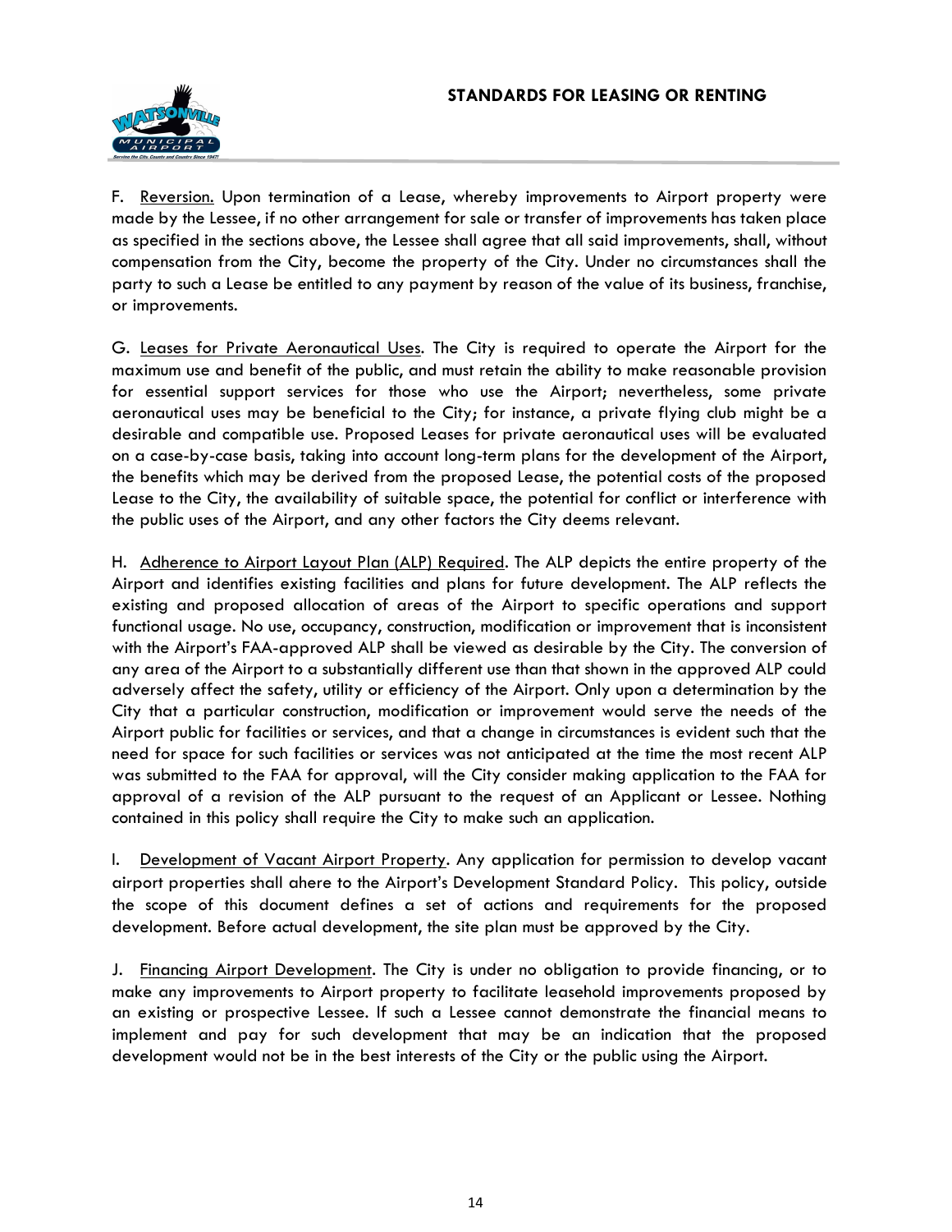F. Reversion. Upon termination of a Lease, whereby improvements to Airport property were made by the Lessee, if no other arrangement for sale or transfer of improvements has taken place as specified in the sections above, the Lessee shall agree that all said improvements, shall, without compensation from the City, become the property of the City. Under no circumstances shall the party to such a Lease be entitled to any payment by reason of the value of its business, franchise, or improvements.

G. Leases for Private Aeronautical Uses. The City is required to operate the Airport for the maximum use and benefit of the public, and must retain the ability to make reasonable provision for essential support services for those who use the Airport; nevertheless, some private aeronautical uses may be beneficial to the City; for instance, a private flying club might be a desirable and compatible use. Proposed Leases for private aeronautical uses will be evaluated on a case-by-case basis, taking into account long-term plans for the development of the Airport, the benefits which may be derived from the proposed Lease, the potential costs of the proposed Lease to the City, the availability of suitable space, the potential for conflict or interference with the public uses of the Airport, and any other factors the City deems relevant.

H. Adherence to Airport Layout Plan (ALP) Required. The ALP depicts the entire property of the Airport and identifies existing facilities and plans for future development. The ALP reflects the existing and proposed allocation of areas of the Airport to specific operations and support functional usage. No use, occupancy, construction, modification or improvement that is inconsistent with the Airport's FAA-approved ALP shall be viewed as desirable by the City. The conversion of any area of the Airport to a substantially different use than that shown in the approved ALP could adversely affect the safety, utility or efficiency of the Airport. Only upon a determination by the City that a particular construction, modification or improvement would serve the needs of the Airport public for facilities or services, and that a change in circumstances is evident such that the need for space for such facilities or services was not anticipated at the time the most recent ALP was submitted to the FAA for approval, will the City consider making application to the FAA for approval of a revision of the ALP pursuant to the request of an Applicant or Lessee. Nothing contained in this policy shall require the City to make such an application.

I. Development of Vacant Airport Property. Any application for permission to develop vacant airport properties shall ahere to the Airport's Development Standard Policy. This policy, outside the scope of this document defines a set of actions and requirements for the proposed development. Before actual development, the site plan must be approved by the City.

J. Financing Airport Development. The City is under no obligation to provide financing, or to make any improvements to Airport property to facilitate leasehold improvements proposed by an existing or prospective Lessee. If such a Lessee cannot demonstrate the financial means to implement and pay for such development that may be an indication that the proposed development would not be in the best interests of the City or the public using the Airport.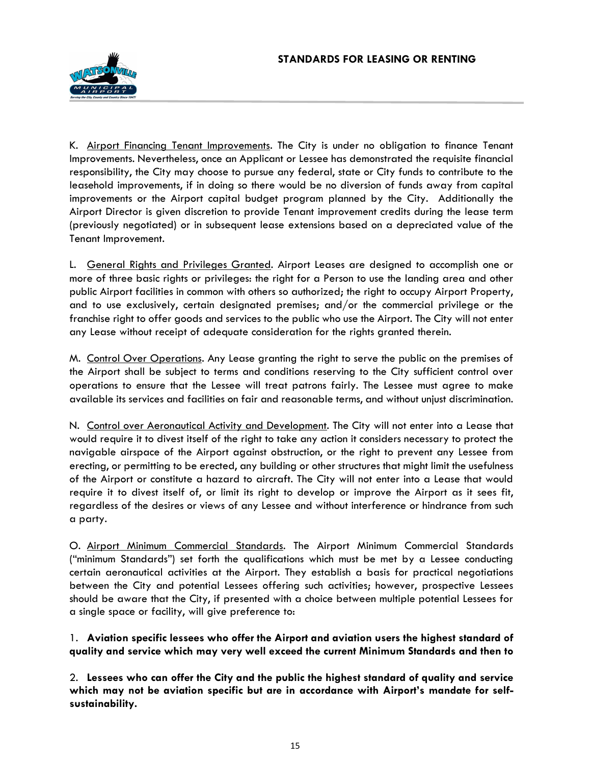K. <u>Airport Financing Tenant Improvements</u>. The City is under no obligation to finance Tenant Improvements. Nevertheless, once an Applicant or Lessee has demonstrated the requisite financial responsibility, the City may choose to pursue any federal, state or City funds to contribute to the leasehold improvements, if in doing so there would be no diversion of funds away from capital improvements or the Airport capital budget program planned by the City. Additionally the Airport Director is given discretion to provide Tenant improvement credits during the lease term (previously negotiated) or in subsequent lease extensions based on a depreciated value of the Tenant Improvement.

L. <u>General Rights and Privileges Granted</u>. Airport Leases are designed to accomplish one or more of three basic rights or privileges: the right for a Person to use the landing area and other public Airport facilities in common with others so authorized; the right to occupy Airport Property, and to use exclusively, certain designated premises; and/or the commercial privilege or the franchise right to offer goods and services to the public who use the Airport. The City will not enter any Lease without receipt of adequate consideration for the rights granted therein.

M. <u>Control Over Operations</u>. Any Lease granting the right to serve the public on the premises of the Airport shall be subject to terms and conditions reserving to the City sufficient control over operations to ensure that the Lessee will treat patrons fairly. The Lessee must agree to make available its services and facilities on fair and reasonable terms, and without unjust discrimination.

N. <u>Control over Aeronautical Activity and Development</u>. The City will not enter into a Lease that would require it to divest itself of the right to take any action it considers necessary to protect the navigable airspace of the Airport against obstruction, or the right to prevent any Lessee from erecting, or permitting to be erected, any building or other structures that might limit the usefulness of the Airport or constitute a hazard to aircraft. The City will not enter into a Lease that would require it to divest itself of, or limit its right to develop or improve the Airport as it sees fit, regardless of the desires or views of any Lessee and without interference or hindrance from such a party.

O. <u>Airport Minimum Commercial Standards</u>. The Airport Minimum Commercial Standards ("minimum Standards") set forth the qualifications which must be met by a Lessee conducting certain aeronautical activities at the Airport. They establish a basis for practical negotiations between the City and potential Lessees offering such activities; however, prospective Lessees should be aware that the City, if presented with a choice between multiple potential Lessees for a single space or facility, will give preference to:

1. **Aviation specific lessees who offer the Airport and aviation users the highest standard of quality and service which may very well exceed the current Minimum Standards and then to**

2. **Lessees who can offer the City and the public the highest standard of quality and service which may not be aviation specific but are in accordance with Airport's mandate for self-sustainability.**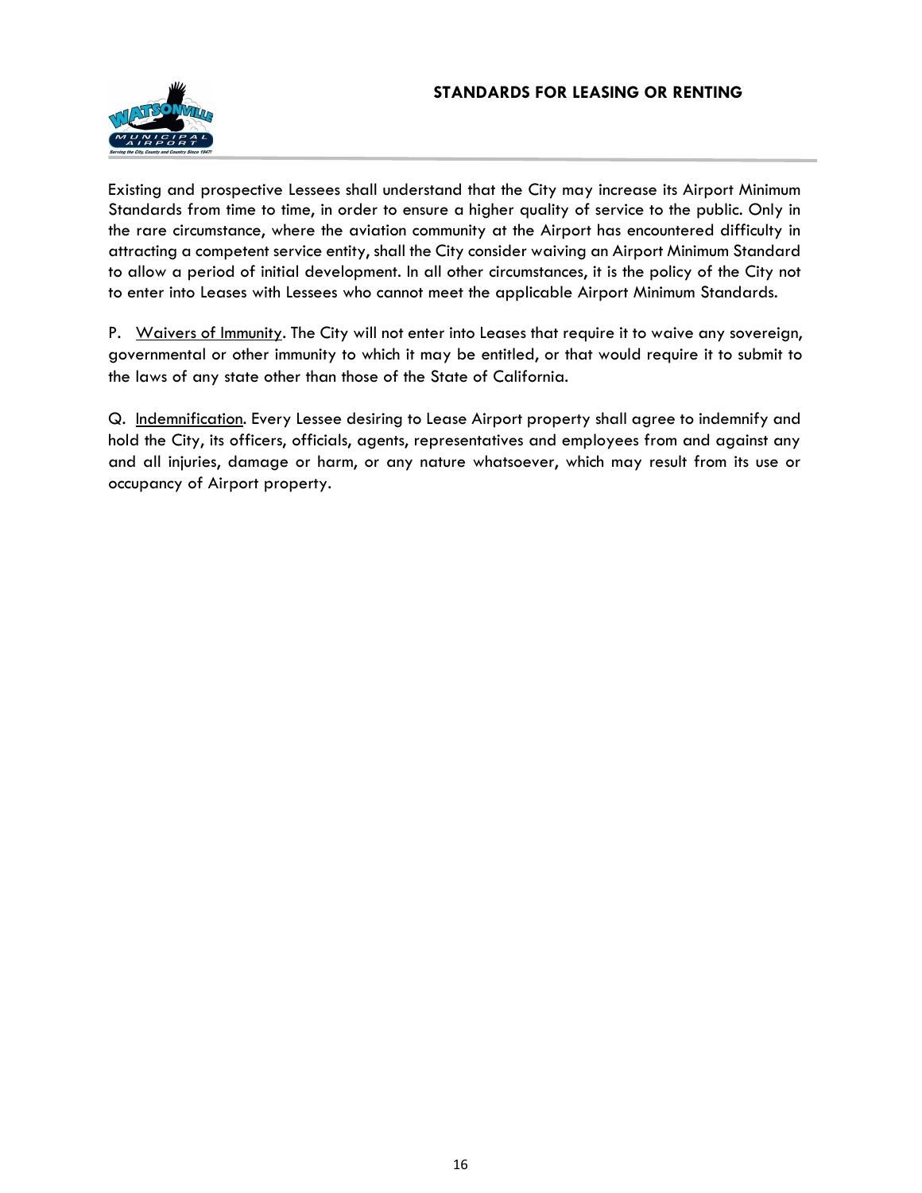Existing and prospective Lessees shall understand that the City may increase its Airport Minimum Standards from time to time, in order to ensure a higher quality of service to the public. Only in the rare circumstance, where the aviation community at the Airport has encountered difficulty in attracting a competent service entity, shall the City consider waiving an Airport Minimum Standard to allow a period of initial development. In all other circumstances, it is the policy of the City not to enter into Leases with Lessees who cannot meet the applicable Airport Minimum Standards.

P. Waivers of Immunity. The City will not enter into Leases that require it to waive any sovereign, governmental or other immunity to which it may be entitled, or that would require it to submit to the laws of any state other than those of the State of California.

Q. Indemnification. Every Lessee desiring to Lease Airport property shall agree to indemnify and hold the City, its officers, officials, agents, representatives and employees from and against any and all injuries, damage or harm, or any nature whatsoever, which may result from its use or occupancy of Airport property.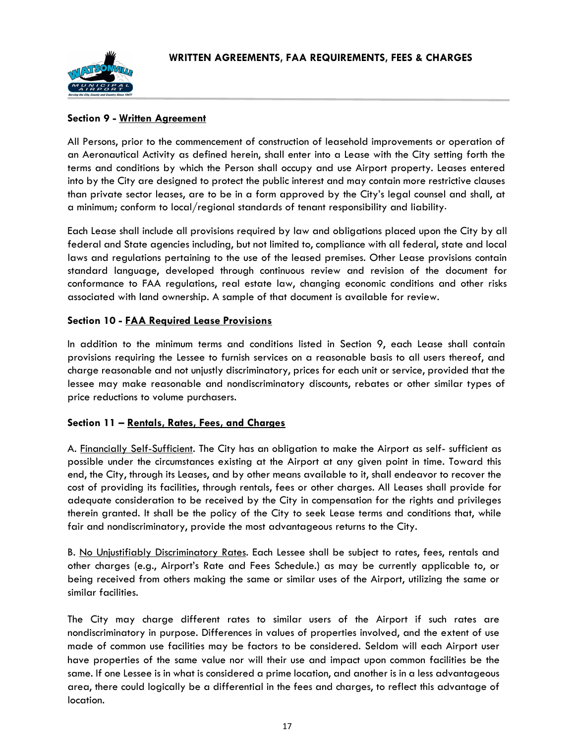## Section 9 - Written Agreement

All Persons, prior to the commencement of construction of leasehold improvements or operation of an Aeronautical Activity as defined herein, shall enter into a Lease with the City setting forth the terms and conditions by which the Person shall occupy and use Airport property. Leases entered into by the City are designed to protect the public interest and may contain more restrictive clauses than private sector leases, are to be in a form approved by the City's legal counsel and shall, at a minimum; conform to local/regional standards of tenant responsibility and liability.

Each Lease shall include all provisions required by law and obligations placed upon the City by all federal and State agencies including, but not limited to, compliance with all federal, state and local laws and regulations pertaining to the use of the leased premises. Other Lease provisions contain standard language, developed through continuous review and revision of the document for conformance to FAA regulations, real estate law, changing economic conditions and other risks associated with land ownership. A sample of that document is available for review.

## Section 10 - FAA Required Lease Provisions

In addition to the minimum terms and conditions listed in Section 9, each Lease shall contain provisions requiring the Lessee to furnish services on a reasonable basis to all users thereof, and charge reasonable and not unjustly discriminatory, prices for each unit or service, provided that the lessee may make reasonable and nondiscriminatory discounts, rebates or other similar types of price reductions to volume purchasers.

## Section 11 – Rentals, Rates, Fees, and Charges

A. Financially Self-Sufficient. The City has an obligation to make the Airport as self- sufficient as possible under the circumstances existing at the Airport at any given point in time. Toward this end, the City, through its Leases, and by other means available to it, shall endeavor to recover the cost of providing its facilities, through rentals, fees or other charges. All Leases shall provide for adequate consideration to be received by the City in compensation for the rights and privileges therein granted. It shall be the policy of the City to seek Lease terms and conditions that, while fair and nondiscriminatory, provide the most advantageous returns to the City.

B. No Unjustifiably Discriminatory Rates. Each Lessee shall be subject to rates, fees, rentals and other charges (e.g., Airport's Rate and Fees Schedule.) as may be currently applicable to, or being received from others making the same or similar uses of the Airport, utilizing the same or similar facilities.

The City may charge different rates to similar users of the Airport if such rates are nondiscriminatory in purpose. Differences in values of properties involved, and the extent of use made of common use facilities may be factors to be considered. Seldom will each Airport user have properties of the same value nor will their use and impact upon common facilities be the same. If one Lessee is in what is considered a prime location, and another is in a less advantageous area, there could logically be a differential in the fees and charges, to reflect this advantage of location.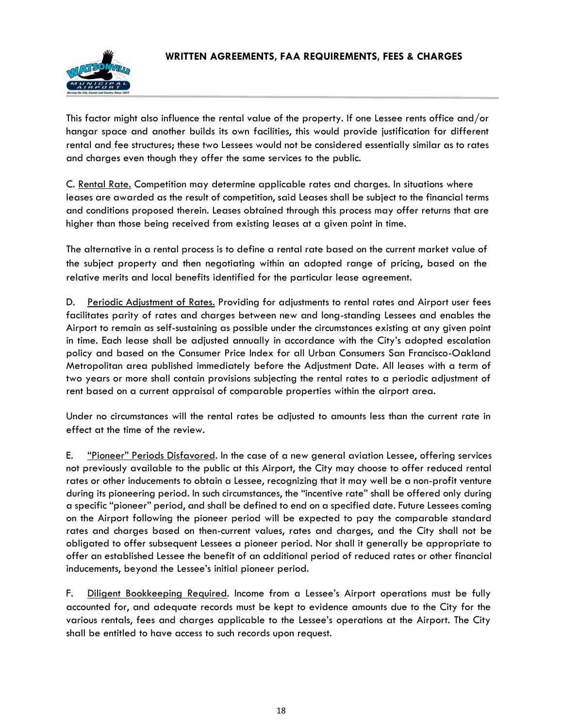This factor might also influence the rental value of the property. If one Lessee rents office and/or hangar space and another builds its own facilities, this would provide justification for different rental and fee structures; these two Lessees would not be considered essentially similar as to rates and charges even though they offer the same services to the public.

C. <u>Rental Rate.</u> Competition may determine applicable rates and charges. In situations where leases are awarded as the result of competition, said Leases shall be subject to the financial terms and conditions proposed therein. Leases obtained through this process may offer returns that are higher than those being received from existing leases at a given point in time.

The alternative in a rental process is to define a rental rate based on the current market value of the subject property and then negotiating within an adopted range of pricing, based on the relative merits and local benefits identified for the particular lease agreement.

D. <u>Periodic Adjustment of Rates.</u> Providing for adjustments to rental rates and Airport user fees facilitates parity of rates and charges between new and long-standing Lessees and enables the Airport to remain as self-sustaining as possible under the circumstances existing at any given point in time. Each lease shall be adjusted annually in accordance with the City's adopted escalation policy and based on the Consumer Price Index for all Urban Consumers San Francisco-Oakland Metropolitan area published immediately before the Adjustment Date. All leases with a term of two years or more shall contain provisions subjecting the rental rates to a periodic adjustment of rent based on a current appraisal of comparable properties within the airport area.

Under no circumstances will the rental rates be adjusted to amounts less than the current rate in effect at the time of the review.

E. <u>"Pioneer" Periods Disfavored</u>. In the case of a new general aviation Lessee, offering services not previously available to the public at this Airport, the City may choose to offer reduced rental rates or other inducements to obtain a Lessee, recognizing that it may well be a non-profit venture during its pioneering period. In such circumstances, the "incentive rate" shall be offered only during a specific "pioneer" period, and shall be defined to end on a specified date. Future Lessees coming on the Airport following the pioneer period will be expected to pay the comparable standard rates and charges based on then-current values, rates and charges, and the City shall not be obligated to offer subsequent Lessees a pioneer period. Nor shall it generally be appropriate to offer an established Lessee the benefit of an additional period of reduced rates or other financial inducements, beyond the Lessee's initial pioneer period.

F. <u>Diligent Bookkeeping Required</u>. Income from a Lessee's Airport operations must be fully accounted for, and adequate records must be kept to evidence amounts due to the City for the various rentals, fees and charges applicable to the Lessee's operations at the Airport. The City shall be entitled to have access to such records upon request.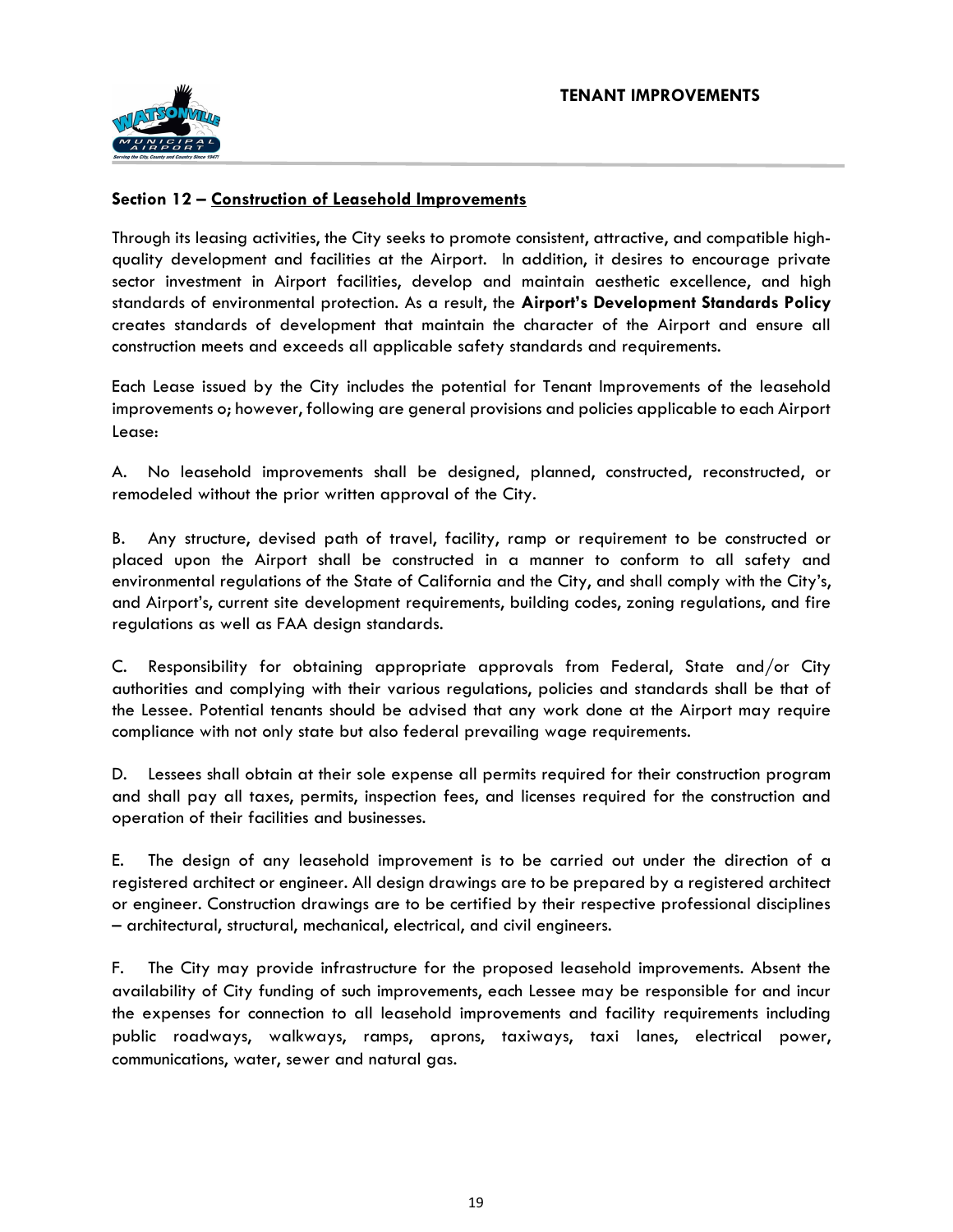## Section 12 – Construction of Leasehold Improvements

Through its leasing activities, the City seeks to promote consistent, attractive, and compatible high-quality development and facilities at the Airport. In addition, it desires to encourage private sector investment in Airport facilities, develop and maintain aesthetic excellence, and high standards of environmental protection. As a result, the **Airport's Development Standards Policy** creates standards of development that maintain the character of the Airport and ensure all construction meets and exceeds all applicable safety standards and requirements.

Each Lease issued by the City includes the potential for Tenant Improvements of the leasehold improvements o; however, following are general provisions and policies applicable to each Airport Lease:

A. No leasehold improvements shall be designed, planned, constructed, reconstructed, or remodeled without the prior written approval of the City.

B. Any structure, devised path of travel, facility, ramp or requirement to be constructed or placed upon the Airport shall be constructed in a manner to conform to all safety and environmental regulations of the State of California and the City, and shall comply with the City's, and Airport's, current site development requirements, building codes, zoning regulations, and fire regulations as well as FAA design standards.

C. Responsibility for obtaining appropriate approvals from Federal, State and/or City authorities and complying with their various regulations, policies and standards shall be that of the Lessee. Potential tenants should be advised that any work done at the Airport may require compliance with not only state but also federal prevailing wage requirements.

D. Lessees shall obtain at their sole expense all permits required for their construction program and shall pay all taxes, permits, inspection fees, and licenses required for the construction and operation of their facilities and businesses.

E. The design of any leasehold improvement is to be carried out under the direction of a registered architect or engineer. All design drawings are to be prepared by a registered architect or engineer. Construction drawings are to be certified by their respective professional disciplines – architectural, structural, mechanical, electrical, and civil engineers.

F. The City may provide infrastructure for the proposed leasehold improvements. Absent the availability of City funding of such improvements, each Lessee may be responsible for and incur the expenses for connection to all leasehold improvements and facility requirements including public roadways, walkways, ramps, aprons, taxiways, taxi lanes, electrical power, communications, water, sewer and natural gas.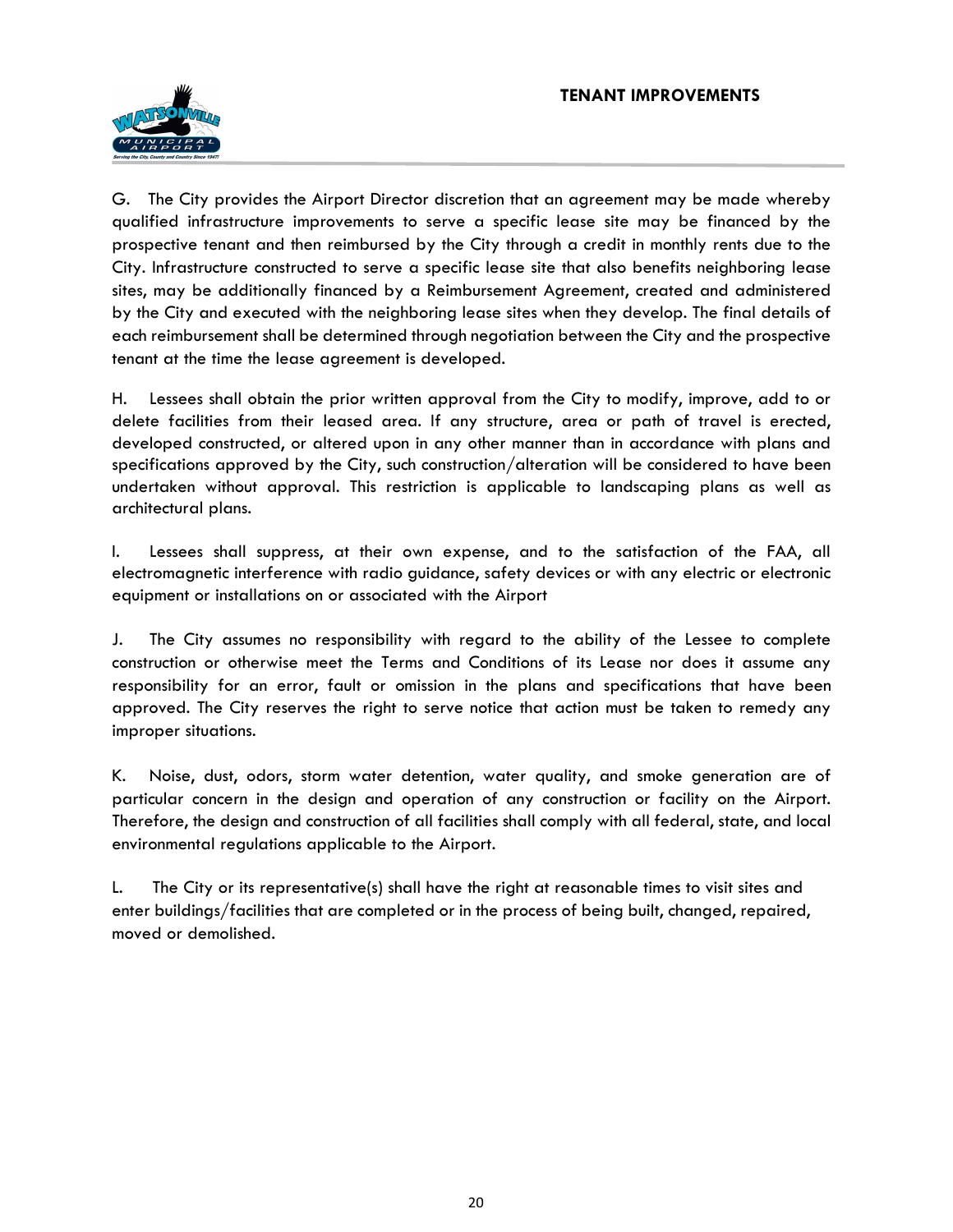G. The City provides the Airport Director discretion that an agreement may be made whereby qualified infrastructure improvements to serve a specific lease site may be financed by the prospective tenant and then reimbursed by the City through a credit in monthly rents due to the City. Infrastructure constructed to serve a specific lease site that also benefits neighboring lease sites, may be additionally financed by a Reimbursement Agreement, created and administered by the City and executed with the neighboring lease sites when they develop. The final details of each reimbursement shall be determined through negotiation between the City and the prospective tenant at the time the lease agreement is developed.

H. Lessees shall obtain the prior written approval from the City to modify, improve, add to or delete facilities from their leased area. If any structure, area or path of travel is erected, developed constructed, or altered upon in any other manner than in accordance with plans and specifications approved by the City, such construction/alteration will be considered to have been undertaken without approval. This restriction is applicable to landscaping plans as well as architectural plans.

I. Lessees shall suppress, at their own expense, and to the satisfaction of the FAA, all electromagnetic interference with radio guidance, safety devices or with any electric or electronic equipment or installations on or associated with the Airport

J. The City assumes no responsibility with regard to the ability of the Lessee to complete construction or otherwise meet the Terms and Conditions of its Lease nor does it assume any responsibility for an error, fault or omission in the plans and specifications that have been approved. The City reserves the right to serve notice that action must be taken to remedy any improper situations.

K. Noise, dust, odors, storm water detention, water quality, and smoke generation are of particular concern in the design and operation of any construction or facility on the Airport. Therefore, the design and construction of all facilities shall comply with all federal, state, and local environmental regulations applicable to the Airport.

L. The City or its representative(s) shall have the right at reasonable times to visit sites and enter buildings/facilities that are completed or in the process of being built, changed, repaired, moved or demolished.